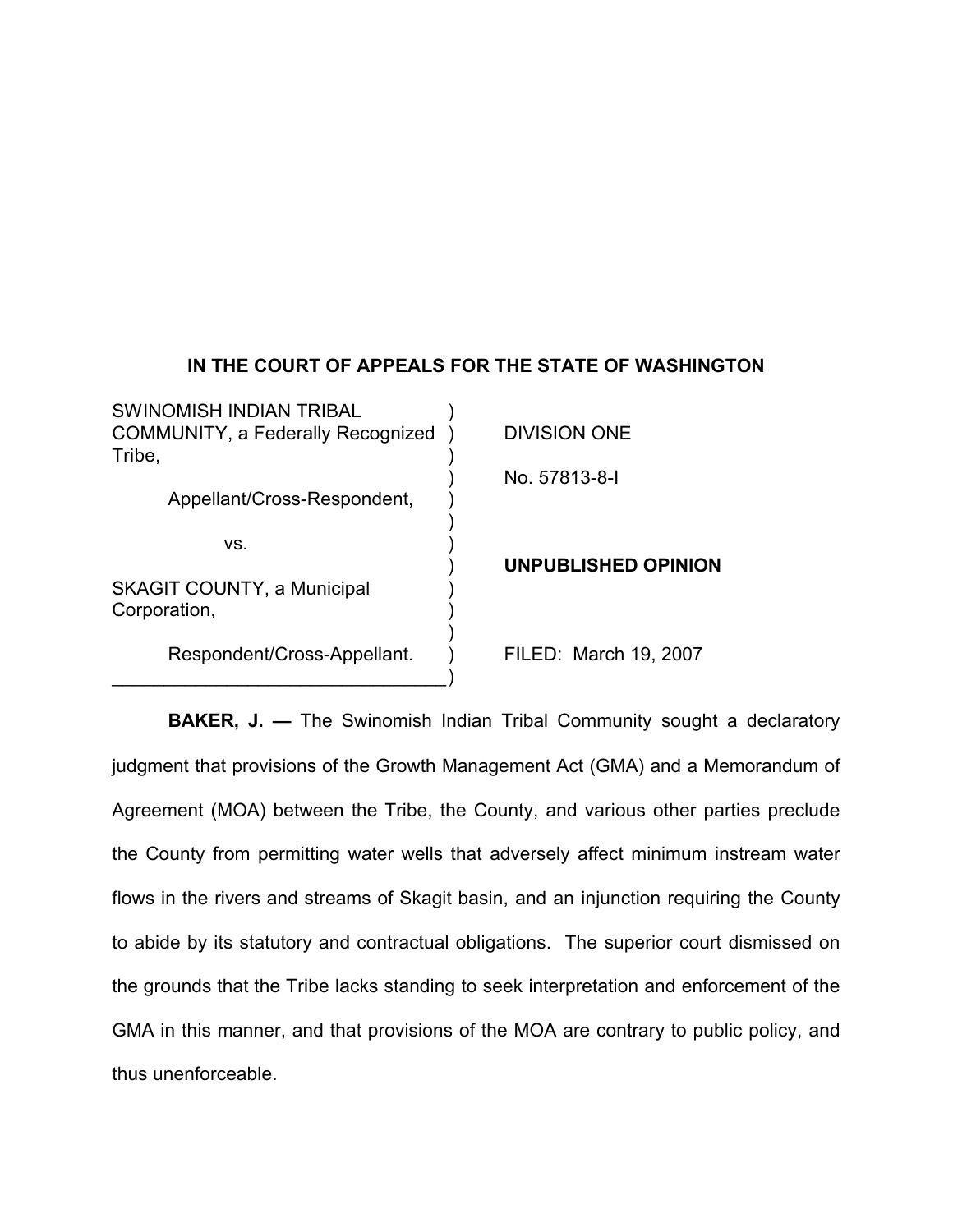**IN THE COURT OF APPEALS FOR THE STATE OF WASHINGTON**

| | |
|---|---|
| SWINOMISH INDIAN TRIBAL COMMUNITY, a Federally Recognized Tribe, | DIVISION ONE |
| Appellant/Cross-Respondent, | No. 57813-8-I |
| vs. | |
| SKAGIT COUNTY, a Municipal Corporation, | **UNPUBLISHED OPINION** |
| Respondent/Cross-Appellant. | FILED: March 19, 2007 |

**BAKER, J. —** The Swinomish Indian Tribal Community sought a declaratory judgment that provisions of the Growth Management Act (GMA) and a Memorandum of Agreement (MOA) between the Tribe, the County, and various other parties preclude the County from permitting water wells that adversely affect minimum instream water flows in the rivers and streams of Skagit basin, and an injunction requiring the County to abide by its statutory and contractual obligations. The superior court dismissed on the grounds that the Tribe lacks standing to seek interpretation and enforcement of the GMA in this manner, and that provisions of the MOA are contrary to public policy, and thus unenforceable.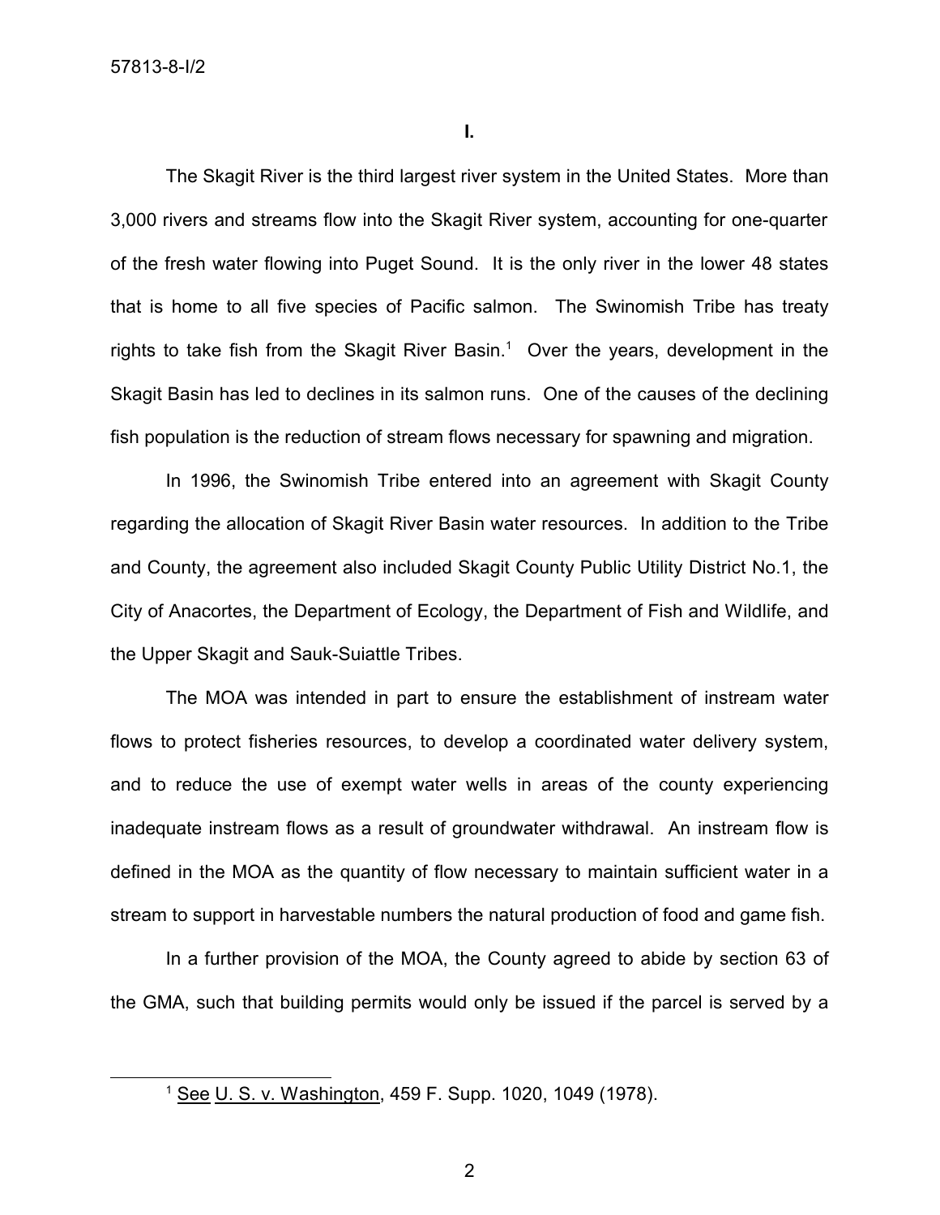**I.**

The Skagit River is the third largest river system in the United States. More than 3,000 rivers and streams flow into the Skagit River system, accounting for one-quarter of the fresh water flowing into Puget Sound. It is the only river in the lower 48 states that is home to all five species of Pacific salmon. The Swinomish Tribe has treaty rights to take fish from the Skagit River Basin.[1] Over the years, development in the Skagit Basin has led to declines in its salmon runs. One of the causes of the declining fish population is the reduction of stream flows necessary for spawning and migration.

In 1996, the Swinomish Tribe entered into an agreement with Skagit County regarding the allocation of Skagit River Basin water resources. In addition to the Tribe and County, the agreement also included Skagit County Public Utility District No.1, the City of Anacortes, the Department of Ecology, the Department of Fish and Wildlife, and the Upper Skagit and Sauk-Suiattle Tribes.

The MOA was intended in part to ensure the establishment of instream water flows to protect fisheries resources, to develop a coordinated water delivery system, and to reduce the use of exempt water wells in areas of the county experiencing inadequate instream flows as a result of groundwater withdrawal. An instream flow is defined in the MOA as the quantity of flow necessary to maintain sufficient water in a stream to support in harvestable numbers the natural production of food and game fish.

In a further provision of the MOA, the County agreed to abide by section 63 of the GMA, such that building permits would only be issued if the parcel is served by a

---

[1] See U. S. v. Washington, 459 F. Supp. 1020, 1049 (1978).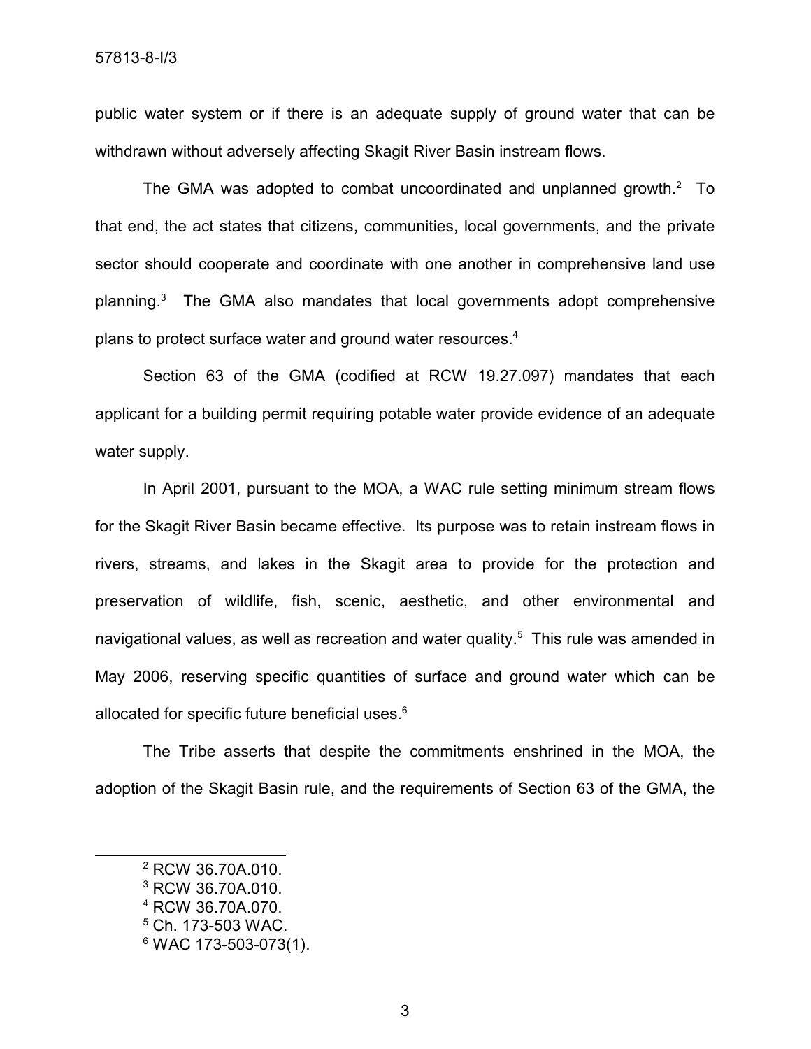public water system or if there is an adequate supply of ground water that can be withdrawn without adversely affecting Skagit River Basin instream flows.

The GMA was adopted to combat uncoordinated and unplanned growth.[2] To that end, the act states that citizens, communities, local governments, and the private sector should cooperate and coordinate with one another in comprehensive land use planning.[3] The GMA also mandates that local governments adopt comprehensive plans to protect surface water and ground water resources.[4]

Section 63 of the GMA (codified at RCW 19.27.097) mandates that each applicant for a building permit requiring potable water provide evidence of an adequate water supply.

In April 2001, pursuant to the MOA, a WAC rule setting minimum stream flows for the Skagit River Basin became effective. Its purpose was to retain instream flows in rivers, streams, and lakes in the Skagit area to provide for the protection and preservation of wildlife, fish, scenic, aesthetic, and other environmental and navigational values, as well as recreation and water quality.[5] This rule was amended in May 2006, reserving specific quantities of surface and ground water which can be allocated for specific future beneficial uses.[6]

The Tribe asserts that despite the commitments enshrined in the MOA, the adoption of the Skagit Basin rule, and the requirements of Section 63 of the GMA, the

---

[2] RCW 36.70A.010.

[3] RCW 36.70A.010.

[4] RCW 36.70A.070.

[5] Ch. 173-503 WAC.

[6] WAC 173-503-073(1).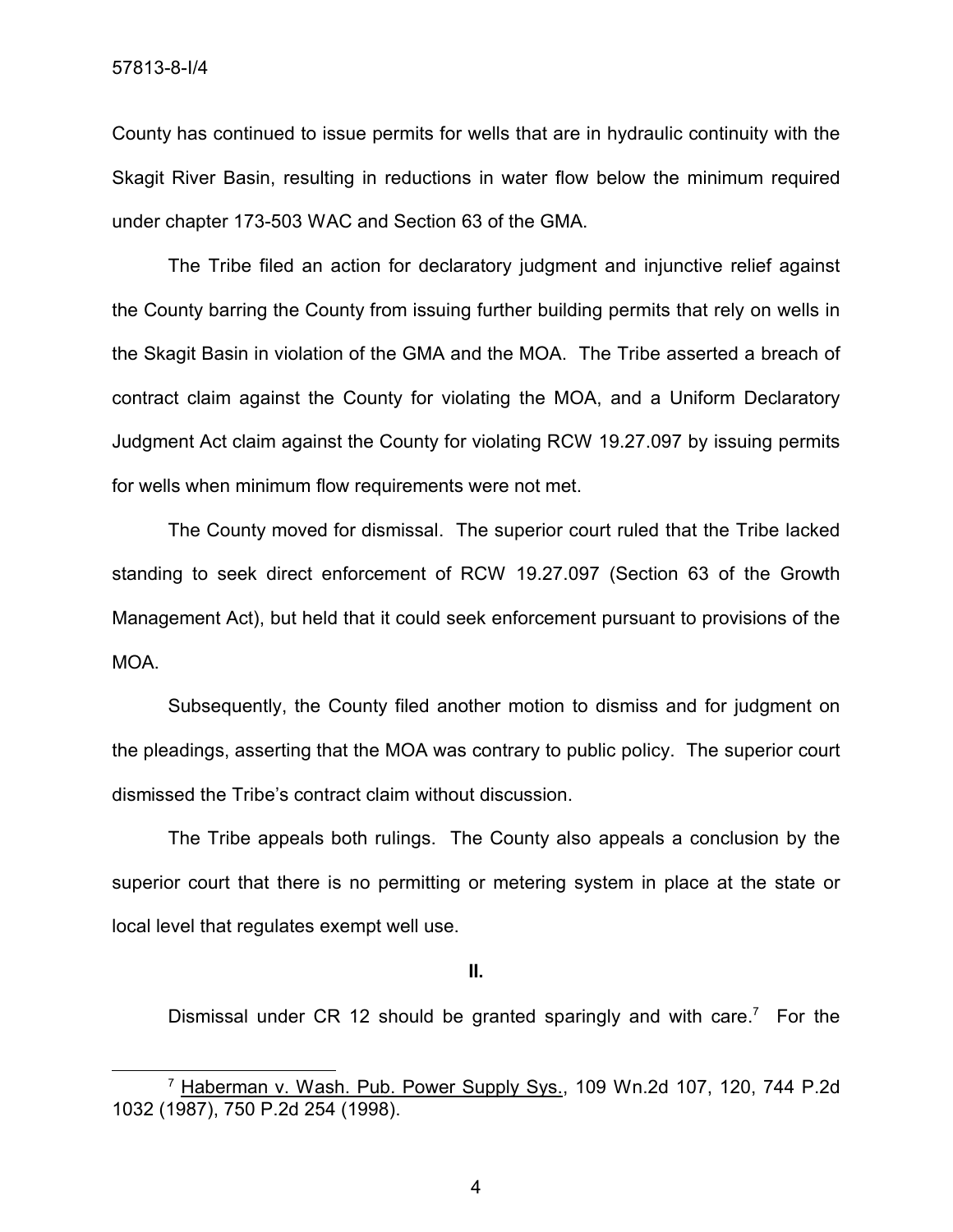County has continued to issue permits for wells that are in hydraulic continuity with the Skagit River Basin, resulting in reductions in water flow below the minimum required under chapter 173-503 WAC and Section 63 of the GMA.

The Tribe filed an action for declaratory judgment and injunctive relief against the County barring the County from issuing further building permits that rely on wells in the Skagit Basin in violation of the GMA and the MOA. The Tribe asserted a breach of contract claim against the County for violating the MOA, and a Uniform Declaratory Judgment Act claim against the County for violating RCW 19.27.097 by issuing permits for wells when minimum flow requirements were not met.

The County moved for dismissal. The superior court ruled that the Tribe lacked standing to seek direct enforcement of RCW 19.27.097 (Section 63 of the Growth Management Act), but held that it could seek enforcement pursuant to provisions of the MOA.

Subsequently, the County filed another motion to dismiss and for judgment on the pleadings, asserting that the MOA was contrary to public policy. The superior court dismissed the Tribe's contract claim without discussion.

The Tribe appeals both rulings. The County also appeals a conclusion by the superior court that there is no permitting or metering system in place at the state or local level that regulates exempt well use.

## II.

Dismissal under CR 12 should be granted sparingly and with care.[7] For the

[7] Haberman v. Wash. Pub. Power Supply Sys., 109 Wn.2d 107, 120, 744 P.2d 1032 (1987), 750 P.2d 254 (1998).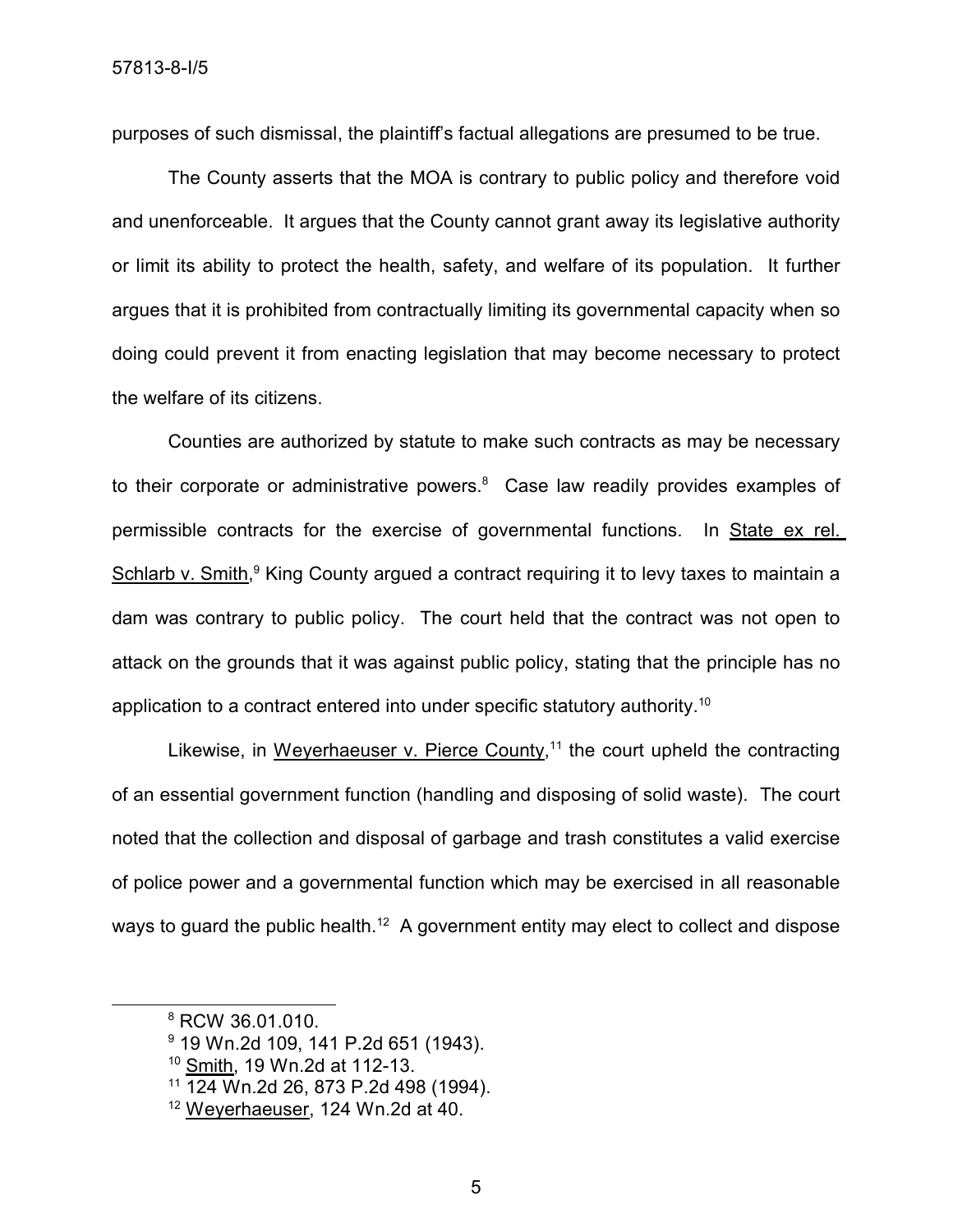purposes of such dismissal, the plaintiff's factual allegations are presumed to be true.

The County asserts that the MOA is contrary to public policy and therefore void and unenforceable. It argues that the County cannot grant away its legislative authority or limit its ability to protect the health, safety, and welfare of its population. It further argues that it is prohibited from contractually limiting its governmental capacity when so doing could prevent it from enacting legislation that may become necessary to protect the welfare of its citizens.

Counties are authorized by statute to make such contracts as may be necessary to their corporate or administrative powers.[8] Case law readily provides examples of permissible contracts for the exercise of governmental functions. In State ex rel. Schlarb v. Smith,[9] King County argued a contract requiring it to levy taxes to maintain a dam was contrary to public policy. The court held that the contract was not open to attack on the grounds that it was against public policy, stating that the principle has no application to a contract entered into under specific statutory authority.[10]

Likewise, in Weyerhaeuser v. Pierce County,[11] the court upheld the contracting of an essential government function (handling and disposing of solid waste). The court noted that the collection and disposal of garbage and trash constitutes a valid exercise of police power and a governmental function which may be exercised in all reasonable ways to guard the public health.[12] A government entity may elect to collect and dispose

---

[8] RCW 36.01.010.

[9] 19 Wn.2d 109, 141 P.2d 651 (1943).

[10] Smith, 19 Wn.2d at 112-13.

[11] 124 Wn.2d 26, 873 P.2d 498 (1994).

[12] Weyerhaeuser, 124 Wn.2d at 40.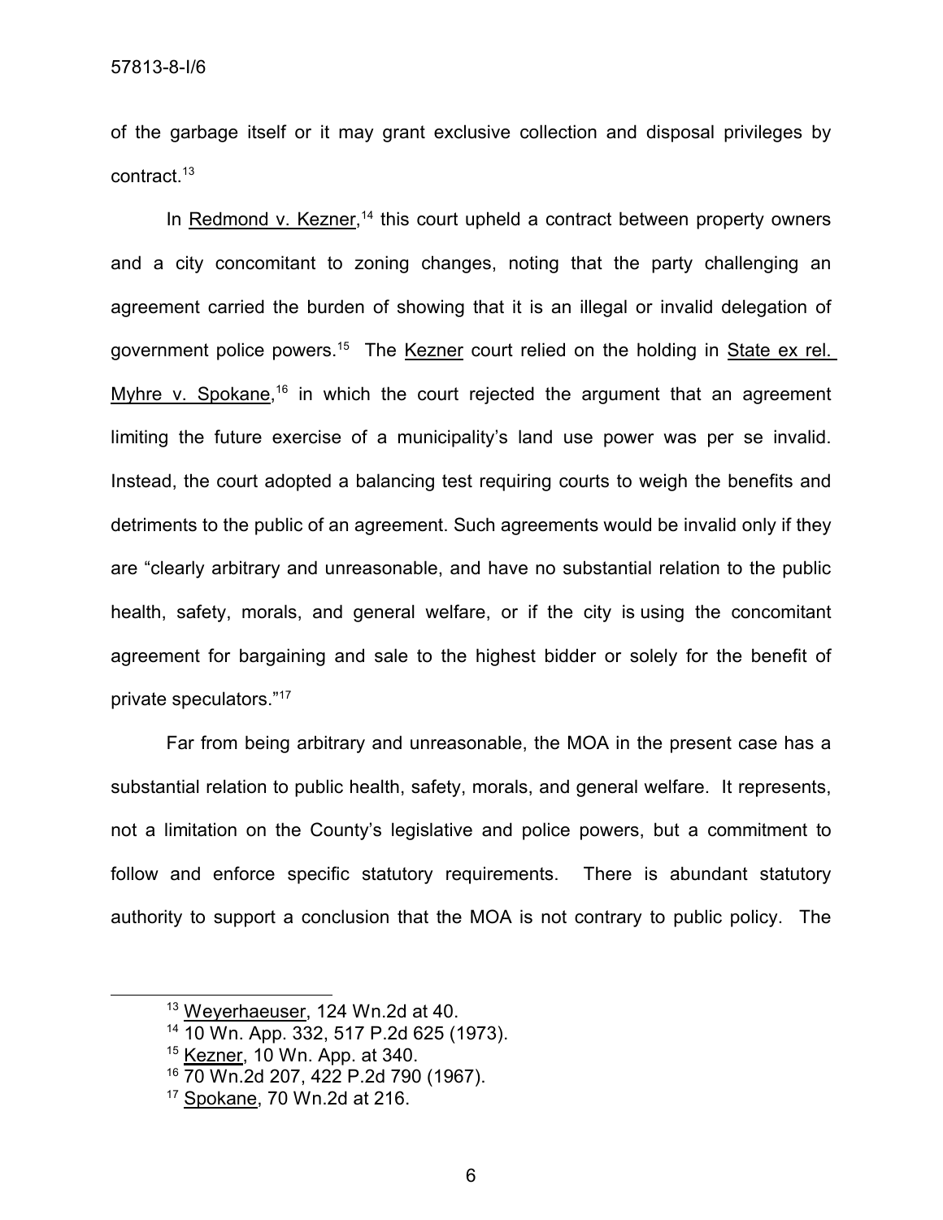of the garbage itself or it may grant exclusive collection and disposal privileges by contract.[13]

In Redmond v. Kezner,[14] this court upheld a contract between property owners and a city concomitant to zoning changes, noting that the party challenging an agreement carried the burden of showing that it is an illegal or invalid delegation of government police powers.[15] The Kezner court relied on the holding in State ex rel. Myhre v. Spokane,[16] in which the court rejected the argument that an agreement limiting the future exercise of a municipality's land use power was per se invalid. Instead, the court adopted a balancing test requiring courts to weigh the benefits and detriments to the public of an agreement. Such agreements would be invalid only if they are "clearly arbitrary and unreasonable, and have no substantial relation to the public health, safety, morals, and general welfare, or if the city is using the concomitant agreement for bargaining and sale to the highest bidder or solely for the benefit of private speculators."[17]

Far from being arbitrary and unreasonable, the MOA in the present case has a substantial relation to public health, safety, morals, and general welfare. It represents, not a limitation on the County's legislative and police powers, but a commitment to follow and enforce specific statutory requirements. There is abundant statutory authority to support a conclusion that the MOA is not contrary to public policy. The

---

[13] Weyerhaeuser, 124 Wn.2d at 40.

[14] 10 Wn. App. 332, 517 P.2d 625 (1973).

[15] Kezner, 10 Wn. App. at 340.

[16] 70 Wn.2d 207, 422 P.2d 790 (1967).

[17] Spokane, 70 Wn.2d at 216.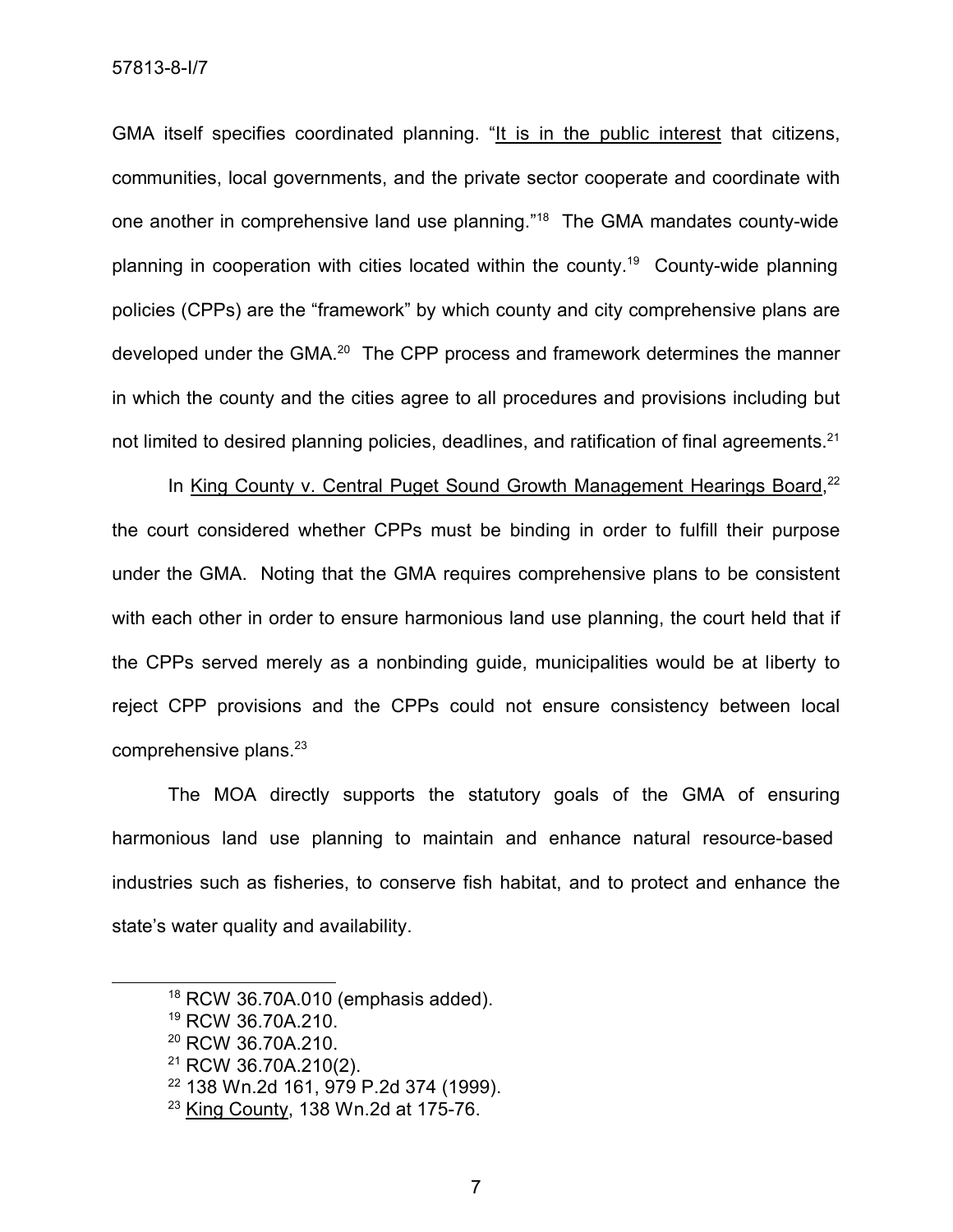GMA itself specifies coordinated planning. "<u>It is in the public interest</u> that citizens, communities, local governments, and the private sector cooperate and coordinate with one another in comprehensive land use planning."[18] The GMA mandates county-wide planning in cooperation with cities located within the county.[19] County-wide planning policies (CPPs) are the "framework" by which county and city comprehensive plans are developed under the GMA.[20] The CPP process and framework determines the manner in which the county and the cities agree to all procedures and provisions including but not limited to desired planning policies, deadlines, and ratification of final agreements.[21]

In <u>King County v. Central Puget Sound Growth Management Hearings Board</u>,[22] the court considered whether CPPs must be binding in order to fulfill their purpose under the GMA. Noting that the GMA requires comprehensive plans to be consistent with each other in order to ensure harmonious land use planning, the court held that if the CPPs served merely as a nonbinding guide, municipalities would be at liberty to reject CPP provisions and the CPPs could not ensure consistency between local comprehensive plans.[23]

The MOA directly supports the statutory goals of the GMA of ensuring harmonious land use planning to maintain and enhance natural resource-based industries such as fisheries, to conserve fish habitat, and to protect and enhance the state's water quality and availability.

---

[18] RCW 36.70A.010 (emphasis added).

[19] RCW 36.70A.210.

[20] RCW 36.70A.210.

[21] RCW 36.70A.210(2).

[22] 138 Wn.2d 161, 979 P.2d 374 (1999).

[23] <u>King County</u>, 138 Wn.2d at 175-76.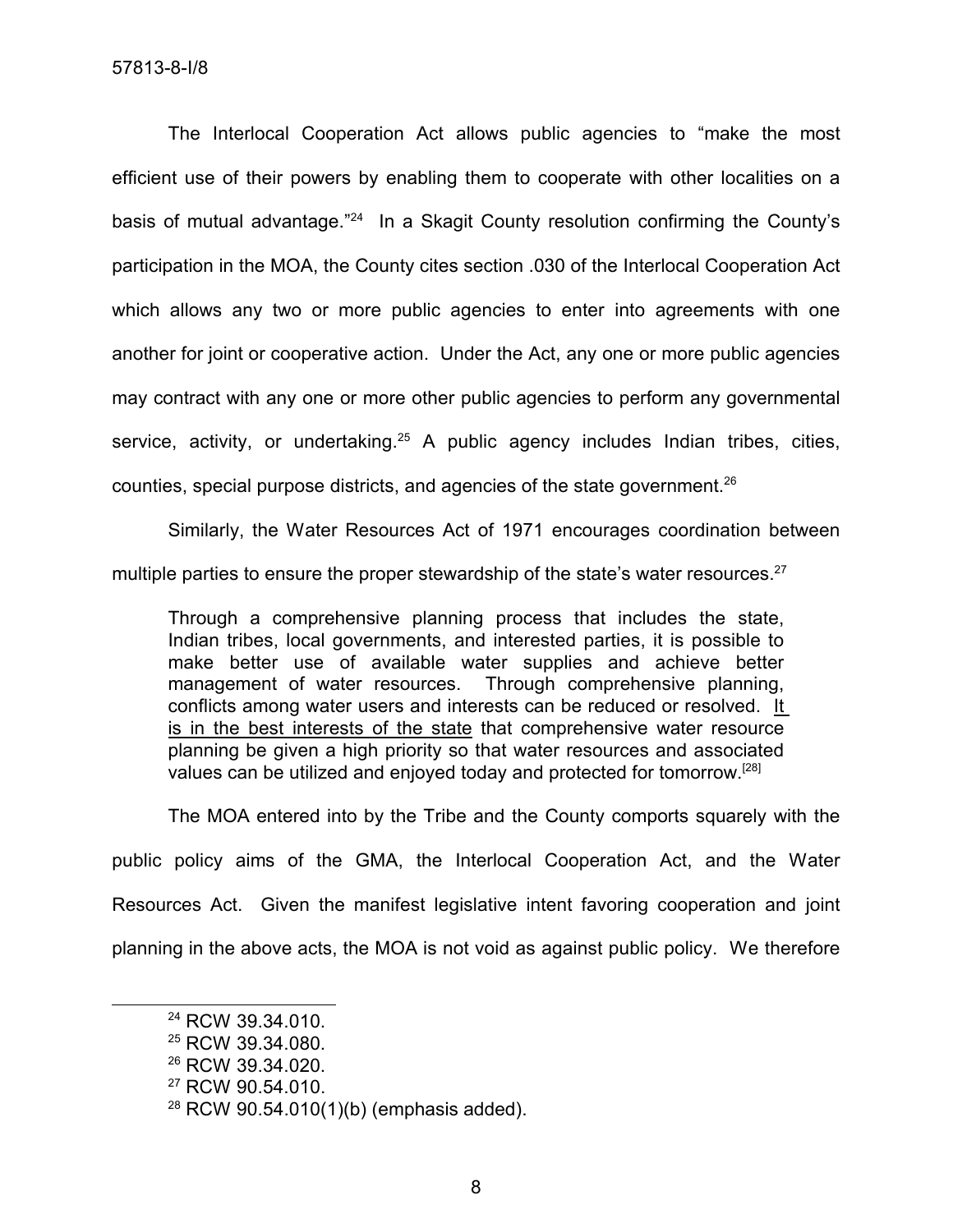The Interlocal Cooperation Act allows public agencies to "make the most efficient use of their powers by enabling them to cooperate with other localities on a basis of mutual advantage."[24] In a Skagit County resolution confirming the County's participation in the MOA, the County cites section .030 of the Interlocal Cooperation Act which allows any two or more public agencies to enter into agreements with one another for joint or cooperative action. Under the Act, any one or more public agencies may contract with any one or more other public agencies to perform any governmental service, activity, or undertaking.[25] A public agency includes Indian tribes, cities, counties, special purpose districts, and agencies of the state government.[26]

Similarly, the Water Resources Act of 1971 encourages coordination between multiple parties to ensure the proper stewardship of the state's water resources.[27]

> Through a comprehensive planning process that includes the state, Indian tribes, local governments, and interested parties, it is possible to make better use of available water supplies and achieve better management of water resources. Through comprehensive planning, conflicts among water users and interests can be reduced or resolved. <u>It is in the best interests of the state</u> that comprehensive water resource planning be given a high priority so that water resources and associated values can be utilized and enjoyed today and protected for tomorrow.[28]

The MOA entered into by the Tribe and the County comports squarely with the public policy aims of the GMA, the Interlocal Cooperation Act, and the Water Resources Act. Given the manifest legislative intent favoring cooperation and joint planning in the above acts, the MOA is not void as against public policy. We therefore

---

[24] RCW 39.34.010.

[25] RCW 39.34.080.

[26] RCW 39.34.020.

[27] RCW 90.54.010.

[28] RCW 90.54.010(1)(b) (emphasis added).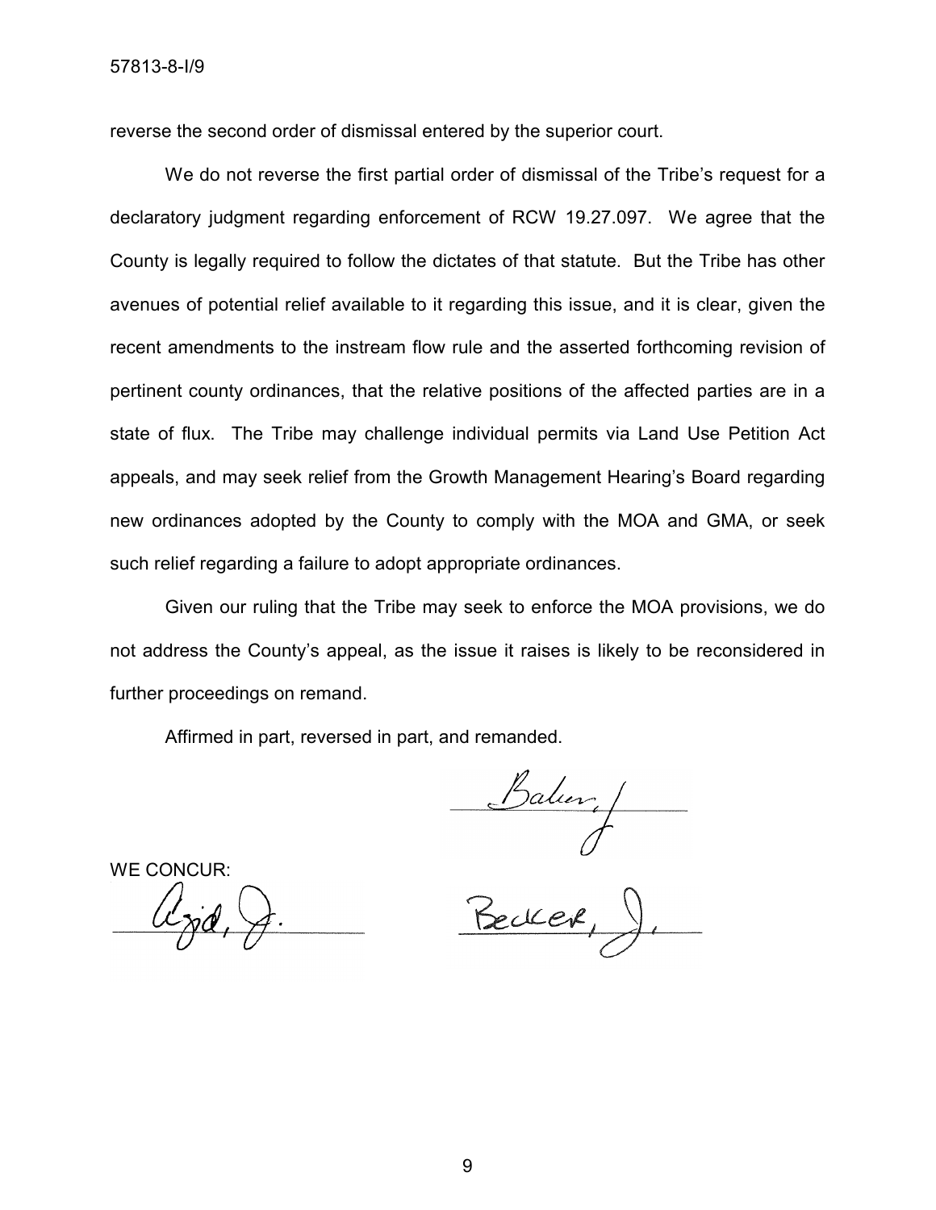reverse the second order of dismissal entered by the superior court.

We do not reverse the first partial order of dismissal of the Tribe's request for a declaratory judgment regarding enforcement of RCW 19.27.097. We agree that the County is legally required to follow the dictates of that statute. But the Tribe has other avenues of potential relief available to it regarding this issue, and it is clear, given the recent amendments to the instream flow rule and the asserted forthcoming revision of pertinent county ordinances, that the relative positions of the affected parties are in a state of flux. The Tribe may challenge individual permits via Land Use Petition Act appeals, and may seek relief from the Growth Management Hearing's Board regarding new ordinances adopted by the County to comply with the MOA and GMA, or seek such relief regarding a failure to adopt appropriate ordinances.

Given our ruling that the Tribe may seek to enforce the MOA provisions, we do not address the County's appeal, as the issue it raises is likely to be reconsidered in further proceedings on remand.

Affirmed in part, reversed in part, and remanded.

Baker, J.

WE CONCUR:

Agid, J.

Becker, J.